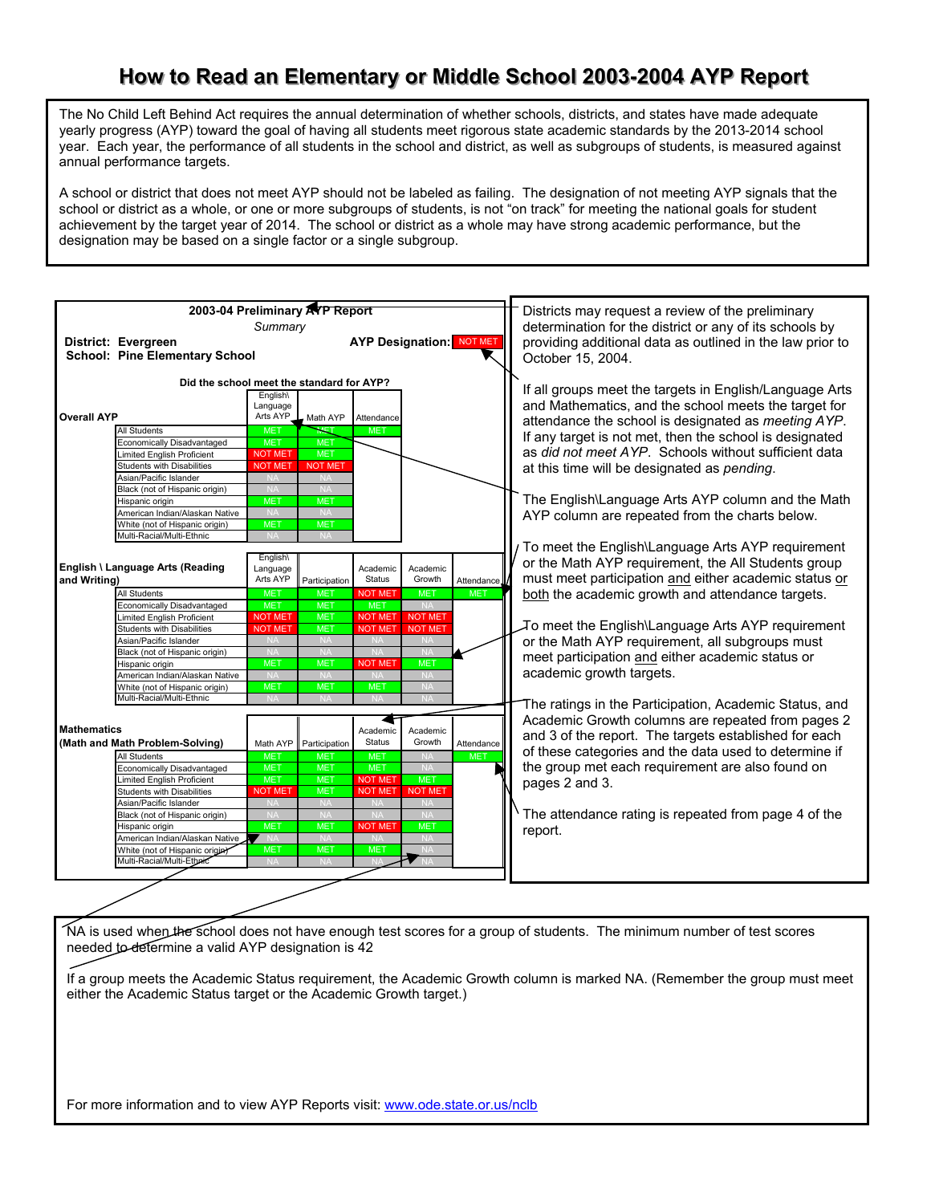# How to Read an Elementary or Middle School 2003-2004 AYP Report

The No Child Left Behind Act requires the annual determination of whether schools, districts, and states have made adequate yearly progress (AYP) toward the goal of having all students meet rigorous state academic standards by the 2013-2014 school year. Each year, the performance of all students in the school and district, as well as subgroups of students, is measured against annual performance targets.

A school or district that does not meet AYP should not be labeled as failing. The designation of not meeting AYP signals that the school or district as a whole, or one or more subgroups of students, is not "on track" for meeting the national goals for student achievement by the target year of 2014. The school or district as a whole may have strong academic performance, but the designation may be based on a single factor or a single subgroup.

**2003-04 Preliminary AYP Report**

*Summary*

**District: Evergreen**
**School: Pine Elementary School**

**AYP Designation:** NOT MET

**Did the school meet the standard for AYP?**

| Overall AYP | English\ Language Arts AYP | Math AYP | Attendance |
|---|---|---|---|
| All Students | MET | MET | MET |
| Economically Disadvantaged | MET | MET | |
| Limited English Proficient | NOT MET | MET | |
| Students with Disabilities | NOT MET | NOT MET | |
| Asian/Pacific Islander | NA | NA | |
| Black (not of Hispanic origin) | NA | NA | |
| Hispanic origin | MET | MET | |
| American Indian/Alaskan Native | NA | NA | |
| White (not of Hispanic origin) | MET | MET | |
| Multi-Racial/Multi-Ethnic | NA | NA | |

| English \ Language Arts (Reading and Writing) | English\ Language Arts AYP | Participation | Academic Status | Academic Growth | Attendance |
|---|---|---|---|---|---|
| All Students | MET | MET | NOT MET | MET | MET |
| Economically Disadvantaged | MET | MET | MET | NA | |
| Limited English Proficient | NOT MET | MET | NOT MET | NOT MET | |
| Students with Disabilities | NOT MET | MET | NOT MET | NOT MET | |
| Asian/Pacific Islander | NA | NA | NA | NA | |
| Black (not of Hispanic origin) | NA | NA | NA | NA | |
| Hispanic origin | MET | MET | NOT MET | MET | |
| American Indian/Alaskan Native | NA | NA | NA | NA | |
| White (not of Hispanic origin) | MET | MET | MET | NA | |
| Multi-Racial/Multi-Ethnic | NA | NA | NA | NA | |

| Mathematics (Math and Math Problem-Solving) | Math AYP | Participation | Academic Status | Academic Growth | Attendance |
|---|---|---|---|---|---|
| All Students | MET | MET | MET | NA | MET |
| Economically Disadvantaged | MET | MET | MET | NA | |
| Limited English Proficient | MET | MET | NOT MET | MET | |
| Students with Disabilities | NOT MET | MET | NOT MET | NOT MET | |
| Asian/Pacific Islander | NA | NA | NA | NA | |
| Black (not of Hispanic origin) | NA | NA | NA | NA | |
| Hispanic origin | MET | MET | NOT MET | MET | |
| American Indian/Alaskan Native | NA | NA | NA | NA | |
| White (not of Hispanic origin) | MET | MET | MET | NA | |
| Multi-Racial/Multi-Ethnic | NA | NA | NA | NA | |

Districts may request a review of the preliminary determination for the district or any of its schools by providing additional data as outlined in the law prior to October 15, 2004.

If all groups meet the targets in English/Language Arts and Mathematics, and the school meets the target for attendance the school is designated as *meeting AYP*. If any target is not met, then the school is designated as *did not meet AYP*. Schools without sufficient data at this time will be designated as *pending*.

The English\Language Arts AYP column and the Math AYP column are repeated from the charts below.

To meet the English\Language Arts AYP requirement or the Math AYP requirement, the All Students group must meet participation and either academic status or both the academic growth and attendance targets.

To meet the English\Language Arts AYP requirement or the Math AYP requirement, all subgroups must meet participation and either academic status or academic growth targets.

The ratings in the Participation, Academic Status, and Academic Growth columns are repeated from pages 2 and 3 of the report. The targets established for each of these categories and the data used to determine if the group met each requirement are also found on pages 2 and 3.

The attendance rating is repeated from page 4 of the report.

NA is used when the school does not have enough test scores for a group of students. The minimum number of test scores needed to determine a valid AYP designation is 42

If a group meets the Academic Status requirement, the Academic Growth column is marked NA. (Remember the group must meet either the Academic Status target or the Academic Growth target.)

For more information and to view AYP Reports visit: [www.ode.state.or.us/nclb](http://www.ode.state.or.us/nclb)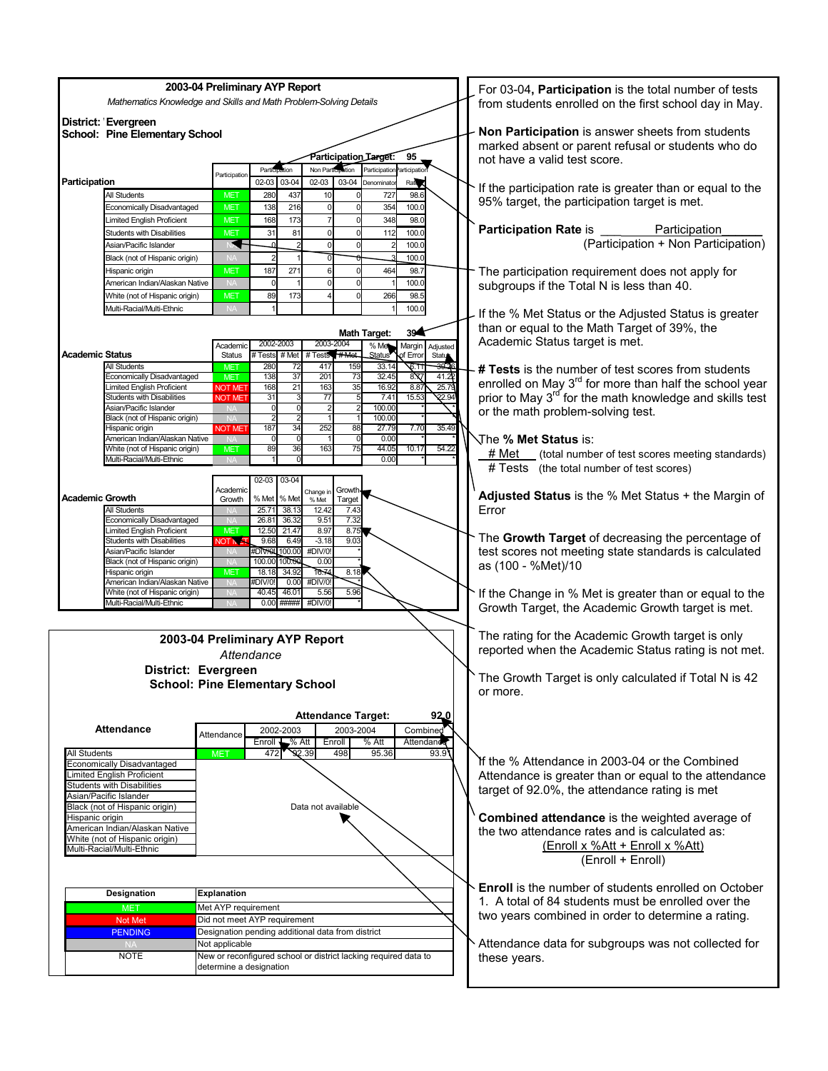## 2003-04 Preliminary AYP Report

*Mathematics Knowledge and Skills and Math Problem-Solving Details*

**District:** Evergreen
**School:** Pine Elementary School

**Participation Target: 95**

| Participation | Participation | Participation 02-03 | Participation 03-04 | Non Participation 02-03 | Non Participation 03-04 | Participation Denominator | Participation Rate |
|---|---|---|---|---|---|---|---|
| All Students | MET | 280 | 437 | 10 | 0 | 727 | 98.6 |
| Economically Disadvantaged | MET | 138 | 216 | 0 | 0 | 354 | 100.0 |
| Limited English Proficient | MET | 168 | 173 | 7 | 0 | 348 | 98.0 |
| Students with Disabilities | MET | 31 | 81 | 0 | 0 | 112 | 100.0 |
| Asian/Pacific Islander | NA | 0 | 2 | 0 | 0 | 2 | 100.0 |
| Black (not of Hispanic origin) | NA | 2 | 1 | 0 | 0 | 3 | 100.0 |
| Hispanic origin | MET | 187 | 271 | 6 | 0 | 464 | 98.7 |
| American Indian/Alaskan Native | NA | 0 | 1 | 0 | 0 | 1 | 100.0 |
| White (not of Hispanic origin) | MET | 89 | 173 | 4 | 0 | 266 | 98.5 |
| Multi-Racial/Multi-Ethnic | NA | 1 | | | | 1 | 100.0 |

**Math Target: 39**

| Academic Status | Academic Status | 2002-2003 # Tests | 2002-2003 # Met | 2003-2004 # Tests | 2003-2004 # Met | % Met Status | Margin of Error | Adjusted Status |
|---|---|---|---|---|---|---|---|---|
| All Students | MET | 280 | 72 | 417 | 159 | 33.14 | 6.11 | 39.26 |
| Economically Disadvantaged | MET | 138 | 37 | 201 | 73 | 32.45 | 8.77 | 41.22 |
| Limited English Proficient | NOT MET | 168 | 21 | 163 | 35 | 16.92 | 8.87 | 25.79 |
| Students with Disabilities | NOT MET | 31 | 3 | 77 | 5 | 7.41 | 15.53 | 22.94 |
| Asian/Pacific Islander | NA | 0 | 0 | 2 | 2 | 100.00 | * | * |
| Black (not of Hispanic origin) | NA | 2 | 2 | 1 | 1 | 100.00 | * | * |
| Hispanic origin | NOT MET | 187 | 34 | 252 | 88 | 27.79 | 7.70 | 35.49 |
| American Indian/Alaskan Native | NA | 0 | 0 | 1 | 0 | 0.00 | * | * |
| White (not of Hispanic origin) | MET | 89 | 36 | 163 | 75 | 44.05 | 10.17 | 54.22 |
| Multi-Racial/Multi-Ethnic | NA | 1 | 0 | | | 0.00 | * | * |

| Academic Growth | Academic Growth | 02-03 % Met | 03-04 % Met | Change in % Met | Growth Target |
|---|---|---|---|---|---|
| All Students | NA | 25.71 | 38.13 | 12.42 | 7.43 |
| Economically Disadvantaged | NA | 26.81 | 36.32 | 9.51 | 7.32 |
| Limited English Proficient | MET | 12.50 | 21.47 | 8.97 | 8.75 |
| Students with Disabilities | NOT MET | 9.68 | 6.49 | -3.18 | 9.03 |
| Asian/Pacific Islander | NA | #DIV/0! | 100.00 | #DIV/0! | * |
| Black (not of Hispanic origin) | NA | 100.00 | 100.00 | 0.00 | * |
| Hispanic origin | MET | 18.18 | 34.92 | 16.74 | 8.18 |
| American Indian/Alaskan Native | NA | #DIV/0! | 0.00 | #DIV/0! | * |
| White (not of Hispanic origin) | NA | 40.45 | 46.01 | 5.56 | 5.96 |
| Multi-Racial/Multi-Ethnic | NA | 0.00 | ##### | #DIV/0! | * |

For 03-04, **Participation** is the total number of tests from students enrolled on the first school day in May.

**Non Participation** is answer sheets from students marked absent or parent refusal or students who do not have a valid test score.

If the participation rate is greater than or equal to the 95% target, the participation target is met.

**Participation Rate** is $\frac{\text{Participation}}{\text{(Participation + Non Participation)}}$

The participation requirement does not apply for subgroups if the Total N is less than 40.

If the % Met Status or the Adjusted Status is greater than or equal to the Math Target of 39%, the Academic Status target is met.

**# Tests** is the number of test scores from students enrolled on May 3rd for more than half the school year prior to May 3rd for the math knowledge and skills test or the math problem-solving test.

The **% Met Status** is:
$\frac{\text{\# Met}}{\text{\# Tests}}$ (total number of test scores meeting standards) / (the total number of test scores)

**Adjusted Status** is the % Met Status + the Margin of Error

The **Growth Target** of decreasing the percentage of test scores not meeting state standards is calculated as (100 - %Met)/10

If the Change in % Met is greater than or equal to the Growth Target, the Academic Growth target is met.

The rating for the Academic Growth target is only reported when the Academic Status rating is not met.

The Growth Target is only calculated if Total N is 42 or more.

## 2003-04 Preliminary AYP Report

*Attendance*

**District:** Evergreen
**School:** Pine Elementary School

**Attendance Target: 92.0**

| Attendance | Attendance | 2002-2003 Enroll | 2002-2003 % Att | 2003-2004 Enroll | 2003-2004 % Att | Combined Attendance |
|---|---|---|---|---|---|---|
| All Students | MET | 472 | 92.39 | 498 | 95.36 | 93.9 |
| Economically Disadvantaged | Data not available | | | | | |
| Limited English Proficient | | | | | | |
| Students with Disabilities | | | | | | |
| Asian/Pacific Islander | | | | | | |
| Black (not of Hispanic origin) | | | | | | |
| Hispanic origin | | | | | | |
| American Indian/Alaskan Native | | | | | | |
| White (not of Hispanic origin) | | | | | | |
| Multi-Racial/Multi-Ethnic | | | | | | |

| Designation | Explanation |
|---|---|
| MET | Met AYP requirement |
| Not Met | Did not meet AYP requirement |
| PENDING | Designation pending additional data from district |
| NA | Not applicable |
| NOTE | New or reconfigured school or district lacking required data to determine a designation |

If the % Attendance in 2003-04 or the Combined Attendance is greater than or equal to the attendance target of 92.0%, the attendance rating is met

**Combined attendance** is the weighted average of the two attendance rates and is calculated as:

$$\frac{\text{Enroll} \times \text{\%Att} + \text{Enroll} \times \text{\%Att}}{\text{Enroll} + \text{Enroll}}$$

**Enroll** is the number of students enrolled on October 1. A total of 84 students must be enrolled over the two years combined in order to determine a rating.

Attendance data for subgroups was not collected for these years.